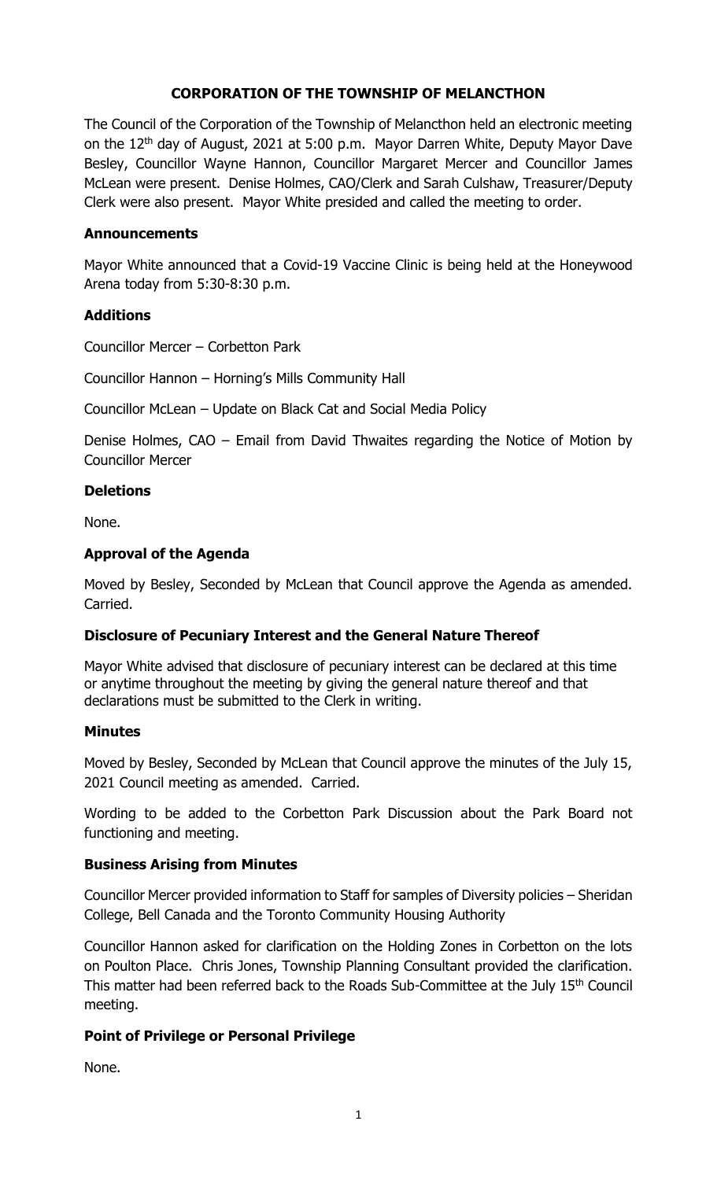# CORPORATION OF THE TOWNSHIP OF MELANCTHON

The Council of the Corporation of the Township of Melancthon held an electronic meeting on the 12th day of August, 2021 at 5:00 p.m. Mayor Darren White, Deputy Mayor Dave Besley, Councillor Wayne Hannon, Councillor Margaret Mercer and Councillor James McLean were present. Denise Holmes, CAO/Clerk and Sarah Culshaw, Treasurer/Deputy Clerk were also present. Mayor White presided and called the meeting to order.

## Announcements

Mayor White announced that a Covid-19 Vaccine Clinic is being held at the Honeywood Arena today from 5:30-8:30 p.m.

## Additions

Councillor Mercer – Corbetton Park

Councillor Hannon – Horning's Mills Community Hall

Councillor McLean – Update on Black Cat and Social Media Policy

Denise Holmes, CAO – Email from David Thwaites regarding the Notice of Motion by Councillor Mercer

## Deletions

None.

## Approval of the Agenda

Moved by Besley, Seconded by McLean that Council approve the Agenda as amended. Carried.

## Disclosure of Pecuniary Interest and the General Nature Thereof

Mayor White advised that disclosure of pecuniary interest can be declared at this time or anytime throughout the meeting by giving the general nature thereof and that declarations must be submitted to the Clerk in writing.

## Minutes

Moved by Besley, Seconded by McLean that Council approve the minutes of the July 15, 2021 Council meeting as amended. Carried.

Wording to be added to the Corbetton Park Discussion about the Park Board not functioning and meeting.

## Business Arising from Minutes

Councillor Mercer provided information to Staff for samples of Diversity policies – Sheridan College, Bell Canada and the Toronto Community Housing Authority

Councillor Hannon asked for clarification on the Holding Zones in Corbetton on the lots on Poulton Place. Chris Jones, Township Planning Consultant provided the clarification. This matter had been referred back to the Roads Sub-Committee at the July 15th Council meeting.

## Point of Privilege or Personal Privilege

None.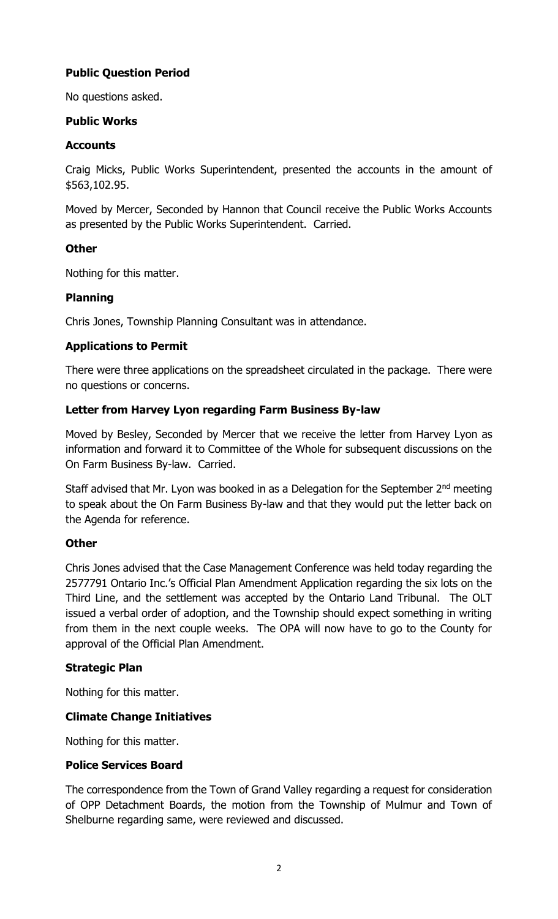**Public Question Period**

No questions asked.

**Public Works**

**Accounts**

Craig Micks, Public Works Superintendent, presented the accounts in the amount of $563,102.95.

Moved by Mercer, Seconded by Hannon that Council receive the Public Works Accounts as presented by the Public Works Superintendent. Carried.

**Other**

Nothing for this matter.

**Planning**

Chris Jones, Township Planning Consultant was in attendance.

**Applications to Permit**

There were three applications on the spreadsheet circulated in the package. There were no questions or concerns.

**Letter from Harvey Lyon regarding Farm Business By-law**

Moved by Besley, Seconded by Mercer that we receive the letter from Harvey Lyon as information and forward it to Committee of the Whole for subsequent discussions on the On Farm Business By-law. Carried.

Staff advised that Mr. Lyon was booked in as a Delegation for the September 2nd meeting to speak about the On Farm Business By-law and that they would put the letter back on the Agenda for reference.

**Other**

Chris Jones advised that the Case Management Conference was held today regarding the 2577791 Ontario Inc.'s Official Plan Amendment Application regarding the six lots on the Third Line, and the settlement was accepted by the Ontario Land Tribunal. The OLT issued a verbal order of adoption, and the Township should expect something in writing from them in the next couple weeks. The OPA will now have to go to the County for approval of the Official Plan Amendment.

**Strategic Plan**

Nothing for this matter.

**Climate Change Initiatives**

Nothing for this matter.

**Police Services Board**

The correspondence from the Town of Grand Valley regarding a request for consideration of OPP Detachment Boards, the motion from the Township of Mulmur and Town of Shelburne regarding same, were reviewed and discussed.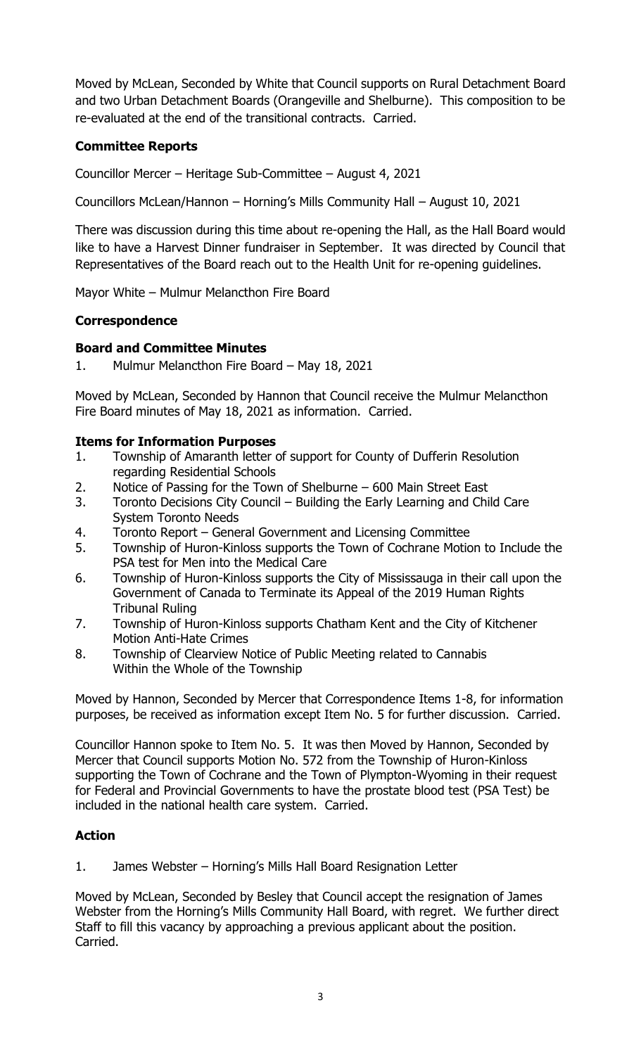Moved by McLean, Seconded by White that Council supports on Rural Detachment Board and two Urban Detachment Boards (Orangeville and Shelburne). This composition to be re-evaluated at the end of the transitional contracts. Carried.

## Committee Reports

Councillor Mercer – Heritage Sub-Committee – August 4, 2021

Councillors McLean/Hannon – Horning's Mills Community Hall – August 10, 2021

There was discussion during this time about re-opening the Hall, as the Hall Board would like to have a Harvest Dinner fundraiser in September. It was directed by Council that Representatives of the Board reach out to the Health Unit for re-opening guidelines.

Mayor White – Mulmur Melancthon Fire Board

## Correspondence

### Board and Committee Minutes

1. Mulmur Melancthon Fire Board – May 18, 2021

Moved by McLean, Seconded by Hannon that Council receive the Mulmur Melancthon Fire Board minutes of May 18, 2021 as information. Carried.

### Items for Information Purposes

1. Township of Amaranth letter of support for County of Dufferin Resolution regarding Residential Schools
2. Notice of Passing for the Town of Shelburne – 600 Main Street East
3. Toronto Decisions City Council – Building the Early Learning and Child Care System Toronto Needs
4. Toronto Report – General Government and Licensing Committee
5. Township of Huron-Kinloss supports the Town of Cochrane Motion to Include the PSA test for Men into the Medical Care
6. Township of Huron-Kinloss supports the City of Mississauga in their call upon the Government of Canada to Terminate its Appeal of the 2019 Human Rights Tribunal Ruling
7. Township of Huron-Kinloss supports Chatham Kent and the City of Kitchener Motion Anti-Hate Crimes
8. Township of Clearview Notice of Public Meeting related to Cannabis Within the Whole of the Township

Moved by Hannon, Seconded by Mercer that Correspondence Items 1-8, for information purposes, be received as information except Item No. 5 for further discussion. Carried.

Councillor Hannon spoke to Item No. 5. It was then Moved by Hannon, Seconded by Mercer that Council supports Motion No. 572 from the Township of Huron-Kinloss supporting the Town of Cochrane and the Town of Plympton-Wyoming in their request for Federal and Provincial Governments to have the prostate blood test (PSA Test) be included in the national health care system. Carried.

## Action

1. James Webster – Horning's Mills Hall Board Resignation Letter

Moved by McLean, Seconded by Besley that Council accept the resignation of James Webster from the Horning's Mills Community Hall Board, with regret. We further direct Staff to fill this vacancy by approaching a previous applicant about the position. Carried.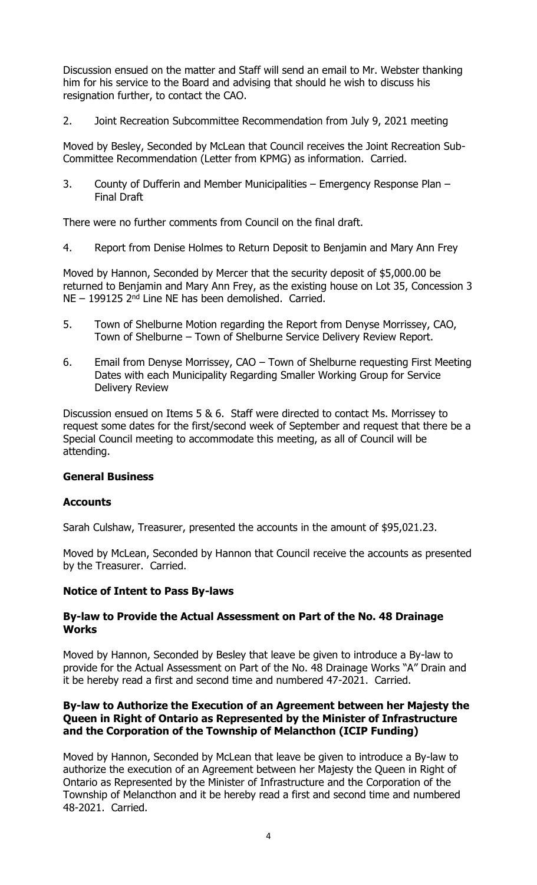Discussion ensued on the matter and Staff will send an email to Mr. Webster thanking him for his service to the Board and advising that should he wish to discuss his resignation further, to contact the CAO.

2. Joint Recreation Subcommittee Recommendation from July 9, 2021 meeting

Moved by Besley, Seconded by McLean that Council receives the Joint Recreation Sub-Committee Recommendation (Letter from KPMG) as information. Carried.

3. County of Dufferin and Member Municipalities – Emergency Response Plan – Final Draft

There were no further comments from Council on the final draft.

4. Report from Denise Holmes to Return Deposit to Benjamin and Mary Ann Frey

Moved by Hannon, Seconded by Mercer that the security deposit of $5,000.00 be returned to Benjamin and Mary Ann Frey, as the existing house on Lot 35, Concession 3 NE – 199125 2nd Line NE has been demolished. Carried.

5. Town of Shelburne Motion regarding the Report from Denyse Morrissey, CAO, Town of Shelburne – Town of Shelburne Service Delivery Review Report.

6. Email from Denyse Morrissey, CAO – Town of Shelburne requesting First Meeting Dates with each Municipality Regarding Smaller Working Group for Service Delivery Review

Discussion ensued on Items 5 & 6. Staff were directed to contact Ms. Morrissey to request some dates for the first/second week of September and request that there be a Special Council meeting to accommodate this meeting, as all of Council will be attending.

**General Business**

**Accounts**

Sarah Culshaw, Treasurer, presented the accounts in the amount of $95,021.23.

Moved by McLean, Seconded by Hannon that Council receive the accounts as presented by the Treasurer. Carried.

**Notice of Intent to Pass By-laws**

**By-law to Provide the Actual Assessment on Part of the No. 48 Drainage Works**

Moved by Hannon, Seconded by Besley that leave be given to introduce a By-law to provide for the Actual Assessment on Part of the No. 48 Drainage Works "A" Drain and it be hereby read a first and second time and numbered 47-2021. Carried.

**By-law to Authorize the Execution of an Agreement between her Majesty the Queen in Right of Ontario as Represented by the Minister of Infrastructure and the Corporation of the Township of Melancthon (ICIP Funding)**

Moved by Hannon, Seconded by McLean that leave be given to introduce a By-law to authorize the execution of an Agreement between her Majesty the Queen in Right of Ontario as Represented by the Minister of Infrastructure and the Corporation of the Township of Melancthon and it be hereby read a first and second time and numbered 48-2021. Carried.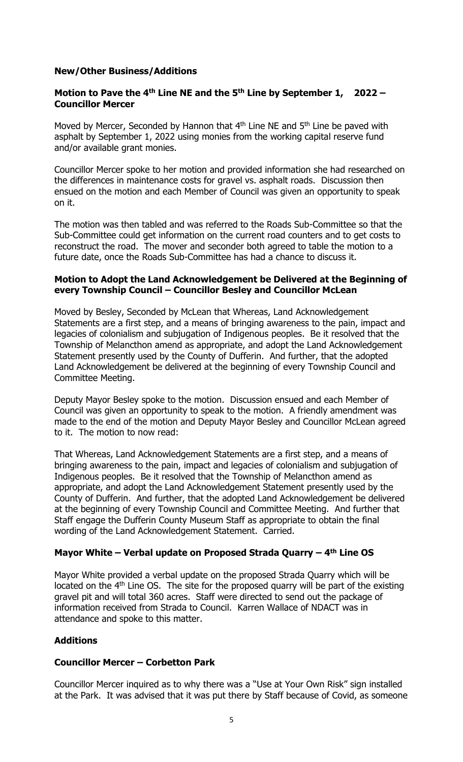## New/Other Business/Additions

### Motion to Pave the 4th Line NE and the 5th Line by September 1, 2022 – Councillor Mercer

Moved by Mercer, Seconded by Hannon that 4th Line NE and 5th Line be paved with asphalt by September 1, 2022 using monies from the working capital reserve fund and/or available grant monies.

Councillor Mercer spoke to her motion and provided information she had researched on the differences in maintenance costs for gravel vs. asphalt roads. Discussion then ensued on the motion and each Member of Council was given an opportunity to speak on it.

The motion was then tabled and was referred to the Roads Sub-Committee so that the Sub-Committee could get information on the current road counters and to get costs to reconstruct the road. The mover and seconder both agreed to table the motion to a future date, once the Roads Sub-Committee has had a chance to discuss it.

### Motion to Adopt the Land Acknowledgement be Delivered at the Beginning of every Township Council – Councillor Besley and Councillor McLean

Moved by Besley, Seconded by McLean that Whereas, Land Acknowledgement Statements are a first step, and a means of bringing awareness to the pain, impact and legacies of colonialism and subjugation of Indigenous peoples. Be it resolved that the Township of Melancthon amend as appropriate, and adopt the Land Acknowledgement Statement presently used by the County of Dufferin. And further, that the adopted Land Acknowledgement be delivered at the beginning of every Township Council and Committee Meeting.

Deputy Mayor Besley spoke to the motion. Discussion ensued and each Member of Council was given an opportunity to speak to the motion. A friendly amendment was made to the end of the motion and Deputy Mayor Besley and Councillor McLean agreed to it. The motion to now read:

That Whereas, Land Acknowledgement Statements are a first step, and a means of bringing awareness to the pain, impact and legacies of colonialism and subjugation of Indigenous peoples. Be it resolved that the Township of Melancthon amend as appropriate, and adopt the Land Acknowledgement Statement presently used by the County of Dufferin. And further, that the adopted Land Acknowledgement be delivered at the beginning of every Township Council and Committee Meeting. And further that Staff engage the Dufferin County Museum Staff as appropriate to obtain the final wording of the Land Acknowledgement Statement. Carried.

### Mayor White – Verbal update on Proposed Strada Quarry – 4th Line OS

Mayor White provided a verbal update on the proposed Strada Quarry which will be located on the 4th Line OS. The site for the proposed quarry will be part of the existing gravel pit and will total 360 acres. Staff were directed to send out the package of information received from Strada to Council. Karren Wallace of NDACT was in attendance and spoke to this matter.

## Additions

### Councillor Mercer – Corbetton Park

Councillor Mercer inquired as to why there was a "Use at Your Own Risk" sign installed at the Park. It was advised that it was put there by Staff because of Covid, as someone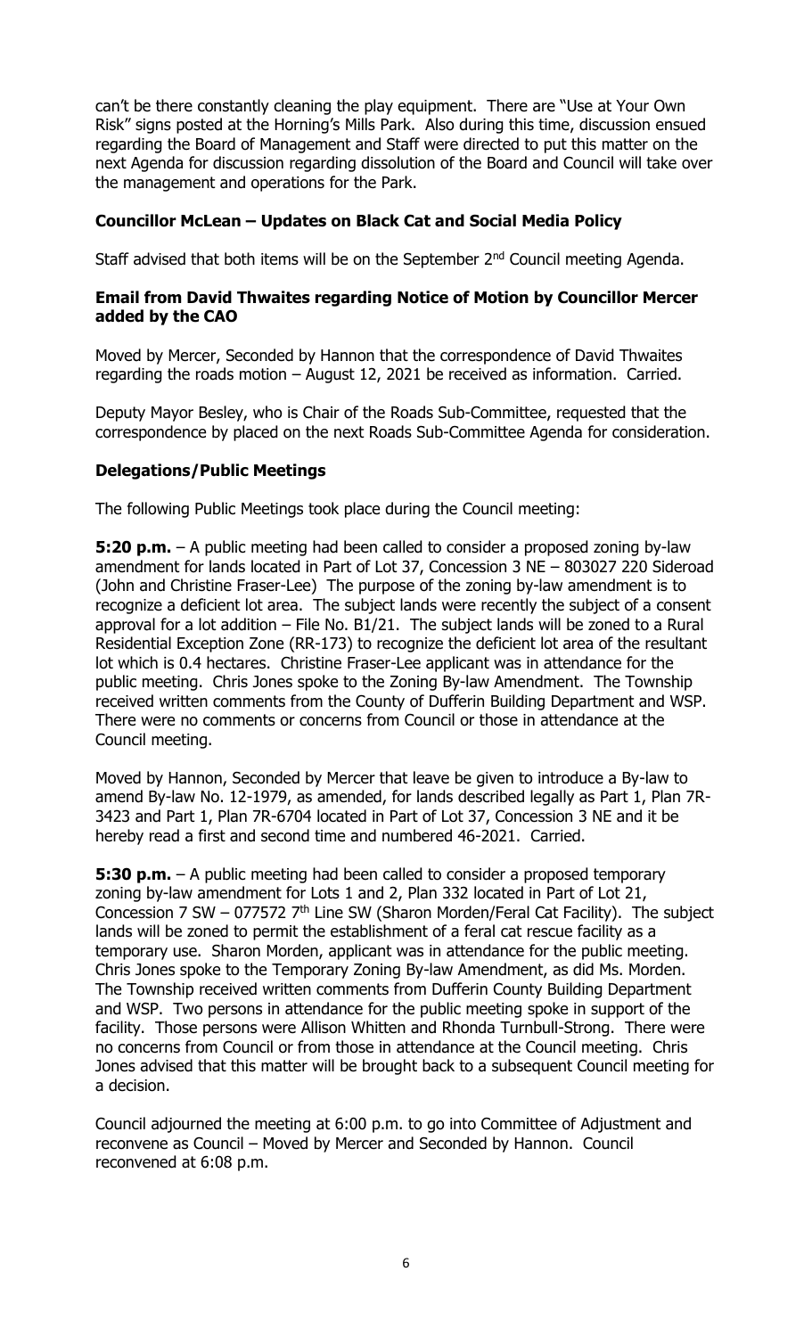can't be there constantly cleaning the play equipment. There are "Use at Your Own Risk" signs posted at the Horning's Mills Park. Also during this time, discussion ensued regarding the Board of Management and Staff were directed to put this matter on the next Agenda for discussion regarding dissolution of the Board and Council will take over the management and operations for the Park.

### Councillor McLean – Updates on Black Cat and Social Media Policy

Staff advised that both items will be on the September 2nd Council meeting Agenda.

### Email from David Thwaites regarding Notice of Motion by Councillor Mercer added by the CAO

Moved by Mercer, Seconded by Hannon that the correspondence of David Thwaites regarding the roads motion – August 12, 2021 be received as information. Carried.

Deputy Mayor Besley, who is Chair of the Roads Sub-Committee, requested that the correspondence by placed on the next Roads Sub-Committee Agenda for consideration.

### Delegations/Public Meetings

The following Public Meetings took place during the Council meeting:

**5:20 p.m.** – A public meeting had been called to consider a proposed zoning by-law amendment for lands located in Part of Lot 37, Concession 3 NE – 803027 220 Sideroad (John and Christine Fraser-Lee) The purpose of the zoning by-law amendment is to recognize a deficient lot area. The subject lands were recently the subject of a consent approval for a lot addition – File No. B1/21. The subject lands will be zoned to a Rural Residential Exception Zone (RR-173) to recognize the deficient lot area of the resultant lot which is 0.4 hectares. Christine Fraser-Lee applicant was in attendance for the public meeting. Chris Jones spoke to the Zoning By-law Amendment. The Township received written comments from the County of Dufferin Building Department and WSP. There were no comments or concerns from Council or those in attendance at the Council meeting.

Moved by Hannon, Seconded by Mercer that leave be given to introduce a By-law to amend By-law No. 12-1979, as amended, for lands described legally as Part 1, Plan 7R-3423 and Part 1, Plan 7R-6704 located in Part of Lot 37, Concession 3 NE and it be hereby read a first and second time and numbered 46-2021. Carried.

**5:30 p.m.** – A public meeting had been called to consider a proposed temporary zoning by-law amendment for Lots 1 and 2, Plan 332 located in Part of Lot 21, Concession 7 SW – 077572 7th Line SW (Sharon Morden/Feral Cat Facility). The subject lands will be zoned to permit the establishment of a feral cat rescue facility as a temporary use. Sharon Morden, applicant was in attendance for the public meeting. Chris Jones spoke to the Temporary Zoning By-law Amendment, as did Ms. Morden. The Township received written comments from Dufferin County Building Department and WSP. Two persons in attendance for the public meeting spoke in support of the facility. Those persons were Allison Whitten and Rhonda Turnbull-Strong. There were no concerns from Council or from those in attendance at the Council meeting. Chris Jones advised that this matter will be brought back to a subsequent Council meeting for a decision.

Council adjourned the meeting at 6:00 p.m. to go into Committee of Adjustment and reconvene as Council – Moved by Mercer and Seconded by Hannon. Council reconvened at 6:08 p.m.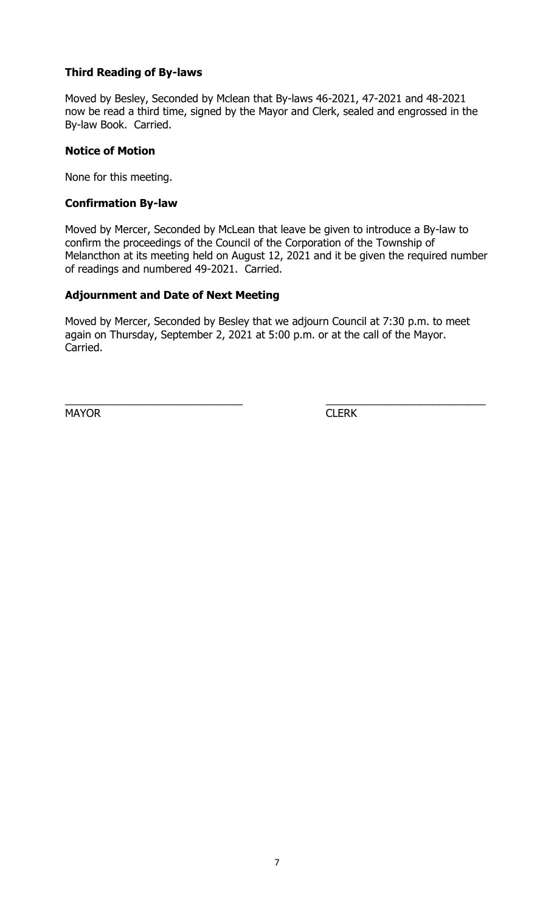### Third Reading of By-laws

Moved by Besley, Seconded by Mclean that By-laws 46-2021, 47-2021 and 48-2021 now be read a third time, signed by the Mayor and Clerk, sealed and engrossed in the By-law Book. Carried.

### Notice of Motion

None for this meeting.

### Confirmation By-law

Moved by Mercer, Seconded by McLean that leave be given to introduce a By-law to confirm the proceedings of the Council of the Corporation of the Township of Melancthon at its meeting held on August 12, 2021 and it be given the required number of readings and numbered 49-2021. Carried.

### Adjournment and Date of Next Meeting

Moved by Mercer, Seconded by Besley that we adjourn Council at 7:30 p.m. to meet again on Thursday, September 2, 2021 at 5:00 p.m. or at the call of the Mayor. Carried.

______________________________ ______________________________

MAYOR CLERK